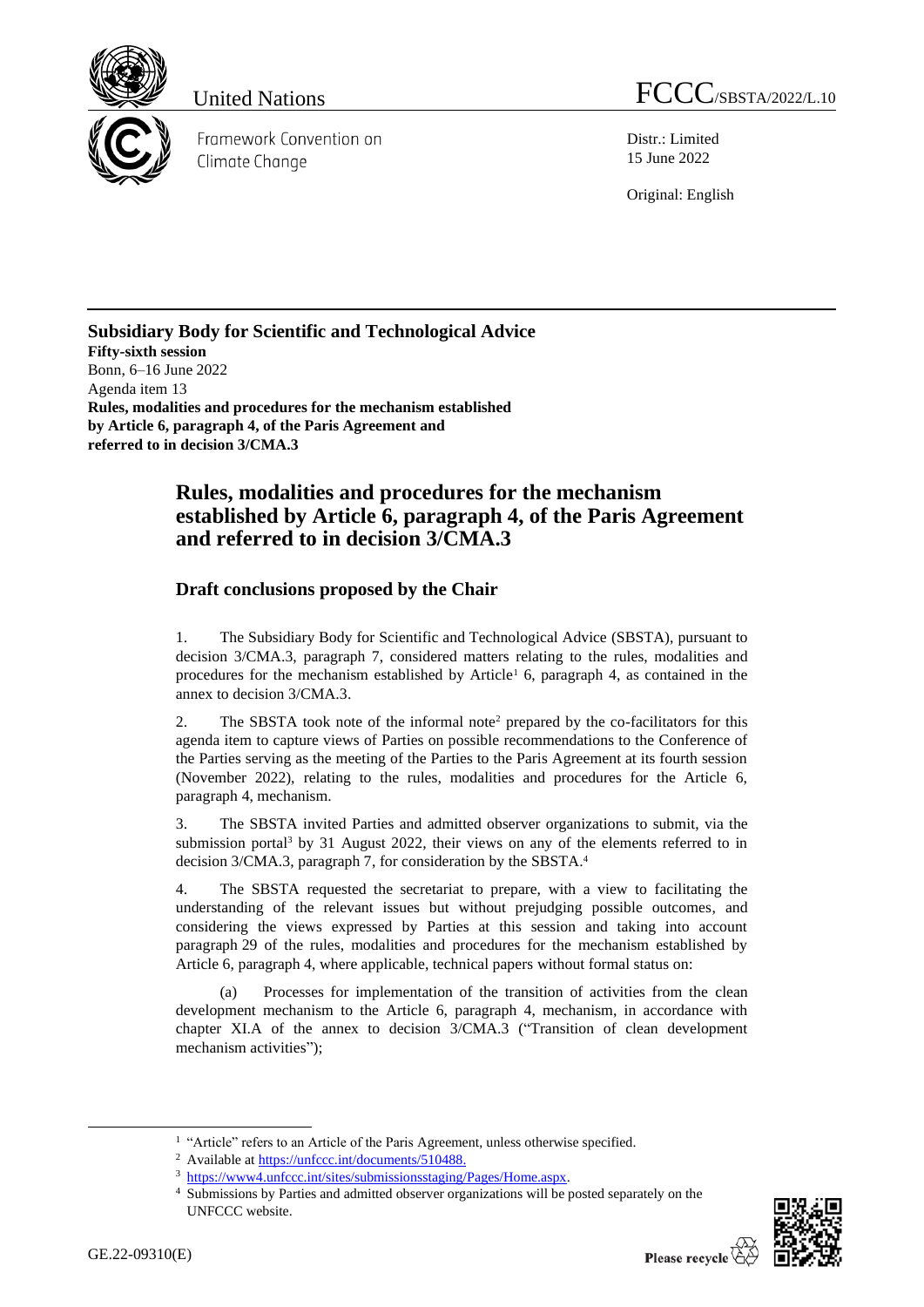United Nations

FCCC/SBSTA/2022/L.10

Framework Convention on Climate Change

Distr.: Limited
15 June 2022

Original: English

**Subsidiary Body for Scientific and Technological Advice**
**Fifty-sixth session**
Bonn, 6–16 June 2022
Agenda item 13
**Rules, modalities and procedures for the mechanism established by Article 6, paragraph 4, of the Paris Agreement and referred to in decision 3/CMA.3**

# Rules, modalities and procedures for the mechanism established by Article 6, paragraph 4, of the Paris Agreement and referred to in decision 3/CMA.3

## Draft conclusions proposed by the Chair

1. The Subsidiary Body for Scientific and Technological Advice (SBSTA), pursuant to decision 3/CMA.3, paragraph 7, considered matters relating to the rules, modalities and procedures for the mechanism established by Article[1] 6, paragraph 4, as contained in the annex to decision 3/CMA.3.

2. The SBSTA took note of the informal note[2] prepared by the co-facilitators for this agenda item to capture views of Parties on possible recommendations to the Conference of the Parties serving as the meeting of the Parties to the Paris Agreement at its fourth session (November 2022), relating to the rules, modalities and procedures for the Article 6, paragraph 4, mechanism.

3. The SBSTA invited Parties and admitted observer organizations to submit, via the submission portal[3] by 31 August 2022, their views on any of the elements referred to in decision 3/CMA.3, paragraph 7, for consideration by the SBSTA.[4]

4. The SBSTA requested the secretariat to prepare, with a view to facilitating the understanding of the relevant issues but without prejudging possible outcomes, and considering the views expressed by Parties at this session and taking into account paragraph 29 of the rules, modalities and procedures for the mechanism established by Article 6, paragraph 4, where applicable, technical papers without formal status on:

(a) Processes for implementation of the transition of activities from the clean development mechanism to the Article 6, paragraph 4, mechanism, in accordance with chapter XI.A of the annex to decision 3/CMA.3 ("Transition of clean development mechanism activities");

---

[1] "Article" refers to an Article of the Paris Agreement, unless otherwise specified.

[2] Available at https://unfccc.int/documents/510488.

[3] https://www4.unfccc.int/sites/submissionsstaging/Pages/Home.aspx.

[4] Submissions by Parties and admitted observer organizations will be posted separately on the UNFCCC website.

GE.22-09310(E)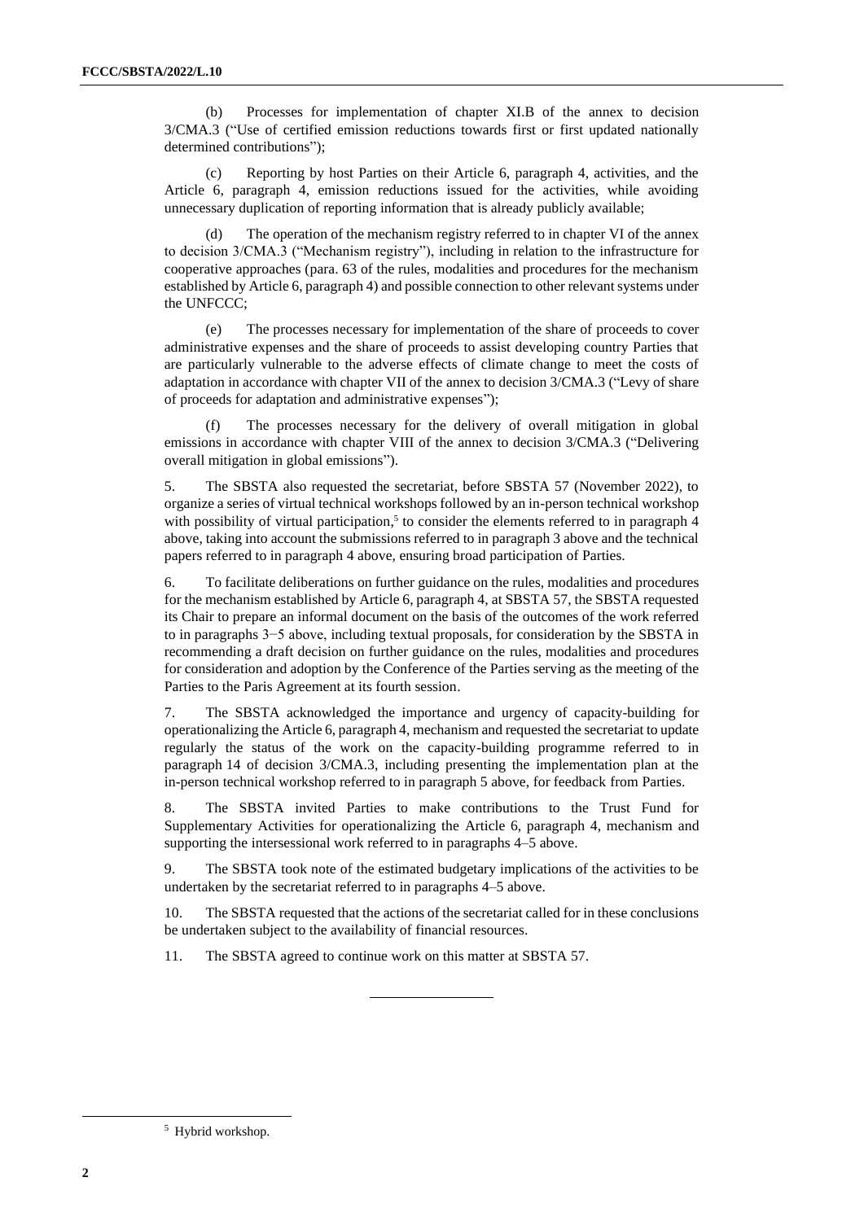(b) Processes for implementation of chapter XI.B of the annex to decision 3/CMA.3 ("Use of certified emission reductions towards first or first updated nationally determined contributions");

(c) Reporting by host Parties on their Article 6, paragraph 4, activities, and the Article 6, paragraph 4, emission reductions issued for the activities, while avoiding unnecessary duplication of reporting information that is already publicly available;

(d) The operation of the mechanism registry referred to in chapter VI of the annex to decision 3/CMA.3 ("Mechanism registry"), including in relation to the infrastructure for cooperative approaches (para. 63 of the rules, modalities and procedures for the mechanism established by Article 6, paragraph 4) and possible connection to other relevant systems under the UNFCCC;

(e) The processes necessary for implementation of the share of proceeds to cover administrative expenses and the share of proceeds to assist developing country Parties that are particularly vulnerable to the adverse effects of climate change to meet the costs of adaptation in accordance with chapter VII of the annex to decision 3/CMA.3 ("Levy of share of proceeds for adaptation and administrative expenses");

(f) The processes necessary for the delivery of overall mitigation in global emissions in accordance with chapter VIII of the annex to decision 3/CMA.3 ("Delivering overall mitigation in global emissions").

5. The SBSTA also requested the secretariat, before SBSTA 57 (November 2022), to organize a series of virtual technical workshops followed by an in-person technical workshop with possibility of virtual participation,[5] to consider the elements referred to in paragraph 4 above, taking into account the submissions referred to in paragraph 3 above and the technical papers referred to in paragraph 4 above, ensuring broad participation of Parties.

6. To facilitate deliberations on further guidance on the rules, modalities and procedures for the mechanism established by Article 6, paragraph 4, at SBSTA 57, the SBSTA requested its Chair to prepare an informal document on the basis of the outcomes of the work referred to in paragraphs 3−5 above, including textual proposals, for consideration by the SBSTA in recommending a draft decision on further guidance on the rules, modalities and procedures for consideration and adoption by the Conference of the Parties serving as the meeting of the Parties to the Paris Agreement at its fourth session.

7. The SBSTA acknowledged the importance and urgency of capacity-building for operationalizing the Article 6, paragraph 4, mechanism and requested the secretariat to update regularly the status of the work on the capacity-building programme referred to in paragraph 14 of decision 3/CMA.3, including presenting the implementation plan at the in-person technical workshop referred to in paragraph 5 above, for feedback from Parties.

8. The SBSTA invited Parties to make contributions to the Trust Fund for Supplementary Activities for operationalizing the Article 6, paragraph 4, mechanism and supporting the intersessional work referred to in paragraphs 4–5 above.

9. The SBSTA took note of the estimated budgetary implications of the activities to be undertaken by the secretariat referred to in paragraphs 4–5 above.

10. The SBSTA requested that the actions of the secretariat called for in these conclusions be undertaken subject to the availability of financial resources.

11. The SBSTA agreed to continue work on this matter at SBSTA 57.

---

[5] Hybrid workshop.